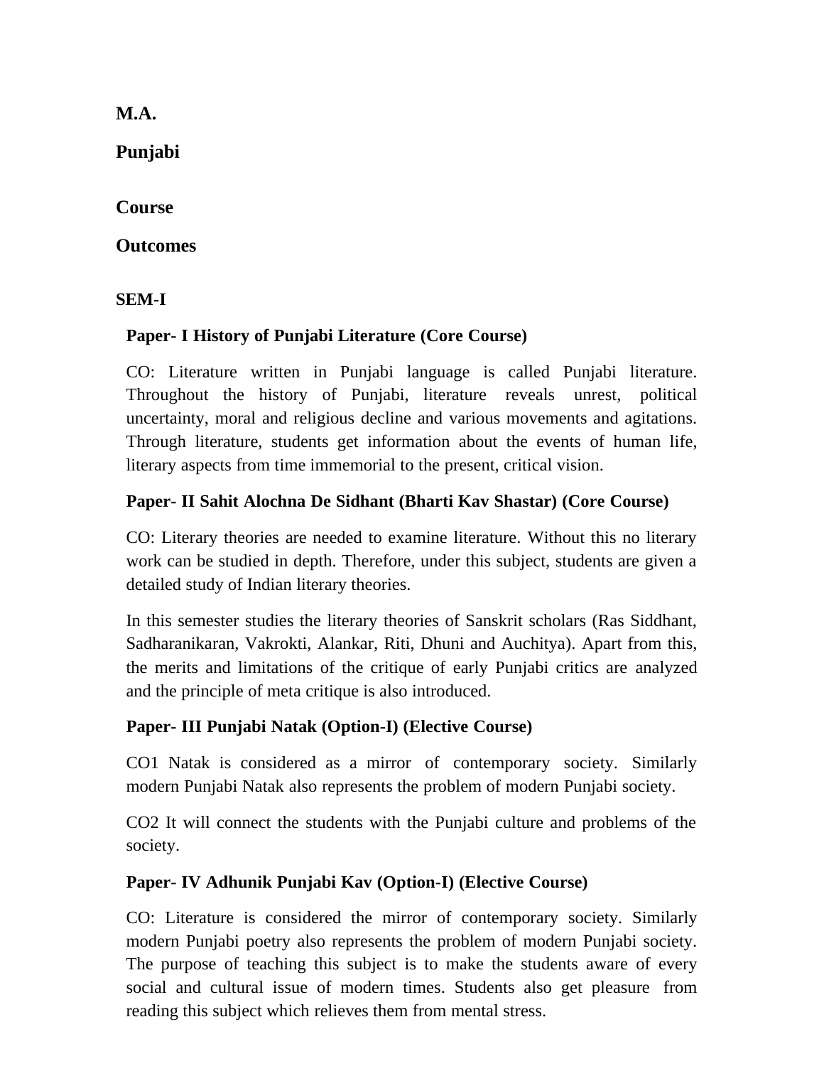# M.A.

# Punjabi

## Course

## Outcomes

### SEM-I

**Paper- I History of Punjabi Literature (Core Course)**

CO: Literature written in Punjabi language is called Punjabi literature. Throughout the history of Punjabi, literature reveals unrest, political uncertainty, moral and religious decline and various movements and agitations. Through literature, students get information about the events of human life, literary aspects from time immemorial to the present, critical vision.

**Paper- II Sahit Alochna De Sidhant (Bharti Kav Shastar) (Core Course)**

CO: Literary theories are needed to examine literature. Without this no literary work can be studied in depth. Therefore, under this subject, students are given a detailed study of Indian literary theories.

In this semester studies the literary theories of Sanskrit scholars (Ras Siddhant, Sadharanikaran, Vakrokti, Alankar, Riti, Dhuni and Auchitya). Apart from this, the merits and limitations of the critique of early Punjabi critics are analyzed and the principle of meta critique is also introduced.

**Paper- III Punjabi Natak (Option-I) (Elective Course)**

CO1 Natak is considered as a mirror of contemporary society. Similarly modern Punjabi Natak also represents the problem of modern Punjabi society.

CO2 It will connect the students with the Punjabi culture and problems of the society.

**Paper- IV Adhunik Punjabi Kav (Option-I) (Elective Course)**

CO: Literature is considered the mirror of contemporary society. Similarly modern Punjabi poetry also represents the problem of modern Punjabi society. The purpose of teaching this subject is to make the students aware of every social and cultural issue of modern times. Students also get pleasure from reading this subject which relieves them from mental stress.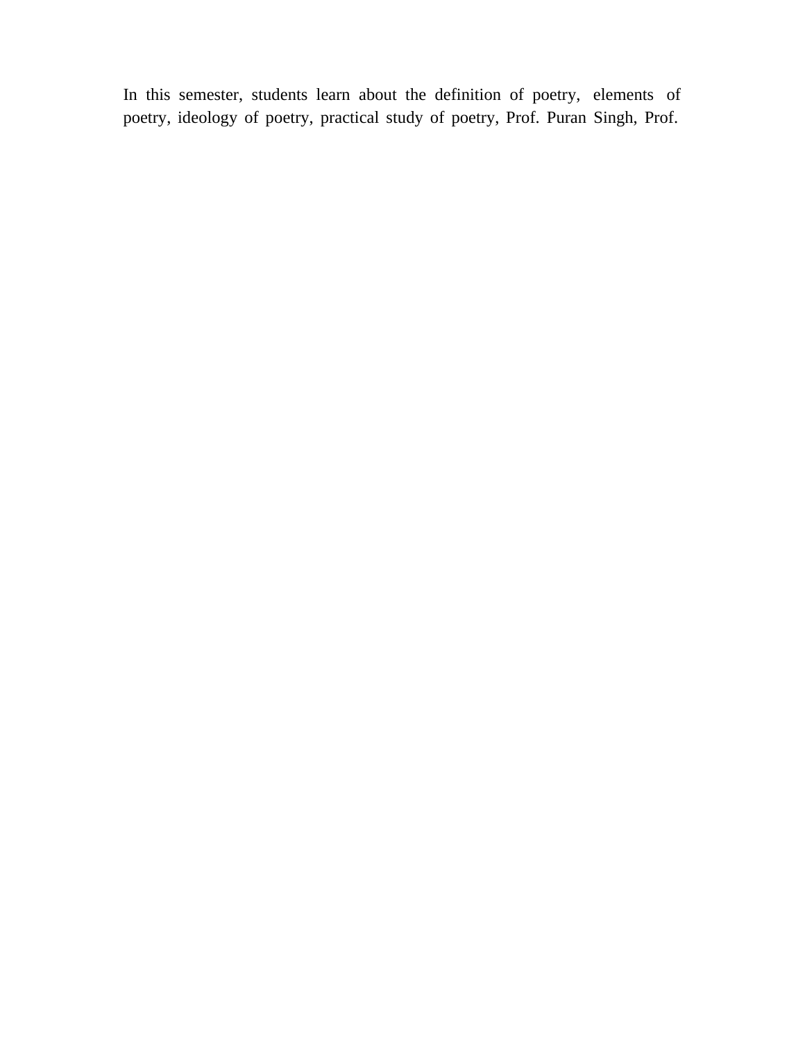In this semester, students learn about the definition of poetry, elements of poetry, ideology of poetry, practical study of poetry, Prof. Puran Singh, Prof.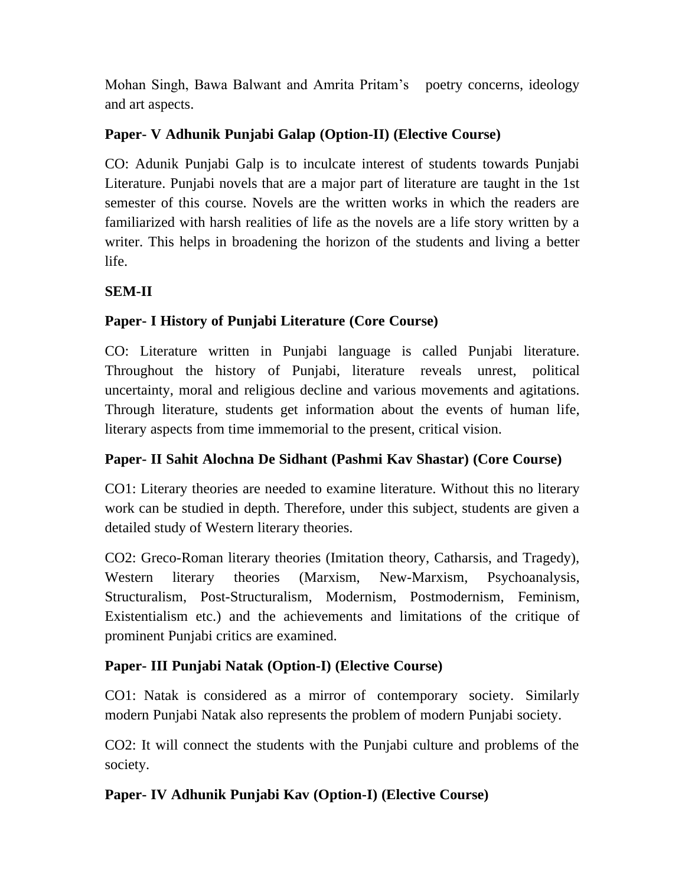Mohan Singh, Bawa Balwant and Amrita Pritam's poetry concerns, ideology and art aspects.

### Paper- V Adhunik Punjabi Galap (Option-II) (Elective Course)

CO: Adunik Punjabi Galp is to inculcate interest of students towards Punjabi Literature. Punjabi novels that are a major part of literature are taught in the 1st semester of this course. Novels are the written works in which the readers are familiarized with harsh realities of life as the novels are a life story written by a writer. This helps in broadening the horizon of the students and living a better life.

## SEM-II

### Paper- I History of Punjabi Literature (Core Course)

CO: Literature written in Punjabi language is called Punjabi literature. Throughout the history of Punjabi, literature reveals unrest, political uncertainty, moral and religious decline and various movements and agitations. Through literature, students get information about the events of human life, literary aspects from time immemorial to the present, critical vision.

### Paper- II Sahit Alochna De Sidhant (Pashmi Kav Shastar) (Core Course)

CO1: Literary theories are needed to examine literature. Without this no literary work can be studied in depth. Therefore, under this subject, students are given a detailed study of Western literary theories.

CO2: Greco-Roman literary theories (Imitation theory, Catharsis, and Tragedy), Western literary theories (Marxism, New-Marxism, Psychoanalysis, Structuralism, Post-Structuralism, Modernism, Postmodernism, Feminism, Existentialism etc.) and the achievements and limitations of the critique of prominent Punjabi critics are examined.

### Paper- III Punjabi Natak (Option-I) (Elective Course)

CO1: Natak is considered as a mirror of contemporary society. Similarly modern Punjabi Natak also represents the problem of modern Punjabi society.

CO2: It will connect the students with the Punjabi culture and problems of the society.

### Paper- IV Adhunik Punjabi Kav (Option-I) (Elective Course)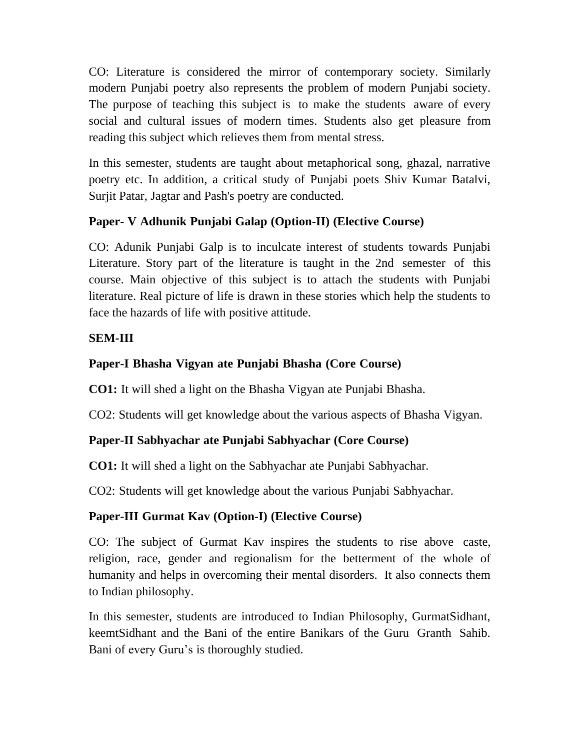CO: Literature is considered the mirror of contemporary society. Similarly modern Punjabi poetry also represents the problem of modern Punjabi society. The purpose of teaching this subject is to make the students aware of every social and cultural issues of modern times. Students also get pleasure from reading this subject which relieves them from mental stress.

In this semester, students are taught about metaphorical song, ghazal, narrative poetry etc. In addition, a critical study of Punjabi poets Shiv Kumar Batalvi, Surjit Patar, Jagtar and Pash's poetry are conducted.

**Paper- V Adhunik Punjabi Galap (Option-II) (Elective Course)**

CO: Adunik Punjabi Galp is to inculcate interest of students towards Punjabi Literature. Story part of the literature is taught in the 2nd semester of this course. Main objective of this subject is to attach the students with Punjabi literature. Real picture of life is drawn in these stories which help the students to face the hazards of life with positive attitude.

**SEM-III**

**Paper-I Bhasha Vigyan ate Punjabi Bhasha (Core Course)**

**CO1:** It will shed a light on the Bhasha Vigyan ate Punjabi Bhasha.

CO2: Students will get knowledge about the various aspects of Bhasha Vigyan.

**Paper-II Sabhyachar ate Punjabi Sabhyachar (Core Course)**

**CO1:** It will shed a light on the Sabhyachar ate Punjabi Sabhyachar.

CO2: Students will get knowledge about the various Punjabi Sabhyachar.

**Paper-III Gurmat Kav (Option-I) (Elective Course)**

CO: The subject of Gurmat Kav inspires the students to rise above caste, religion, race, gender and regionalism for the betterment of the whole of humanity and helps in overcoming their mental disorders. It also connects them to Indian philosophy.

In this semester, students are introduced to Indian Philosophy, GurmatSidhant, keemtSidhant and the Bani of the entire Banikars of the Guru Granth Sahib. Bani of every Guru's is thoroughly studied.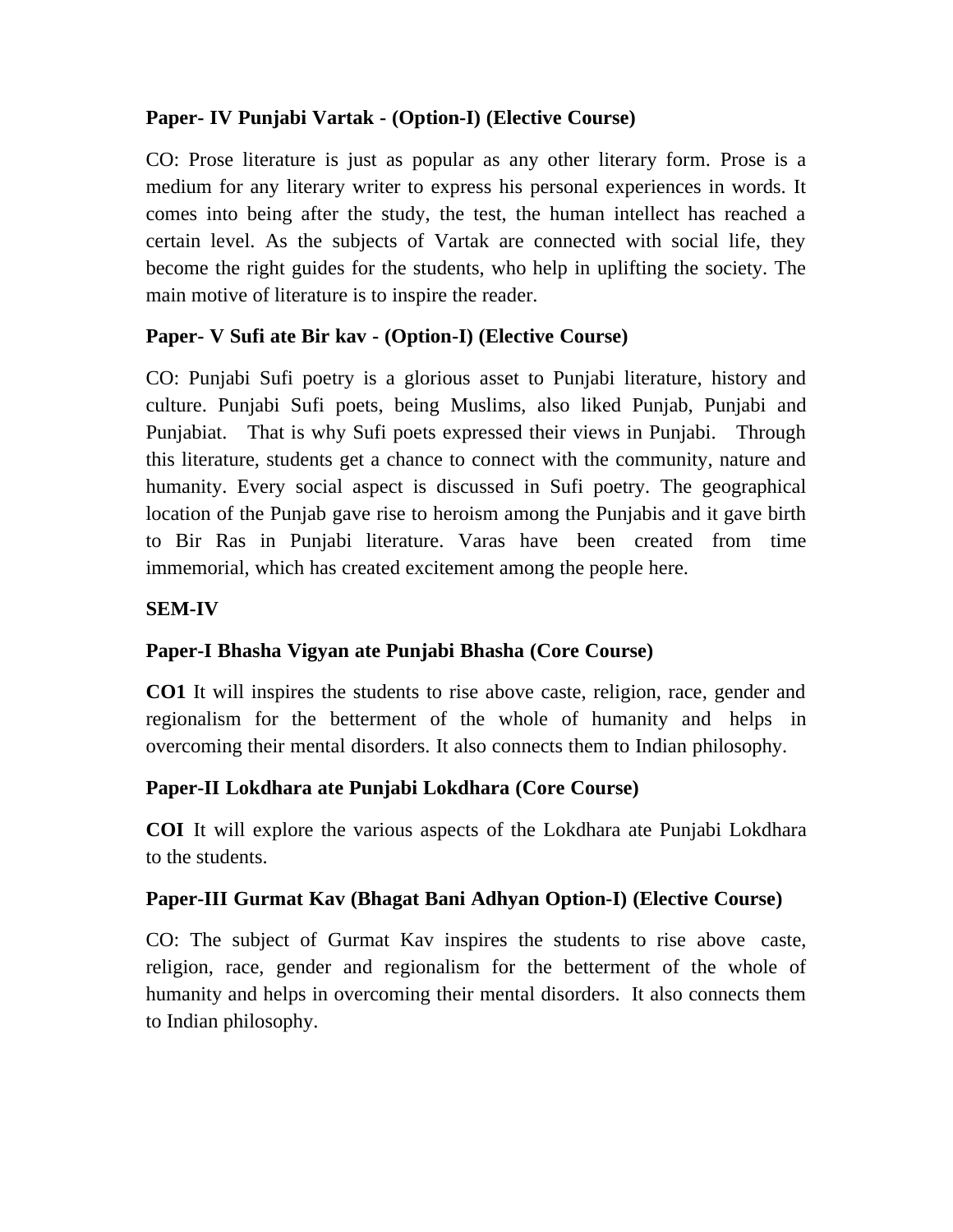**Paper- IV Punjabi Vartak - (Option-I) (Elective Course)**

CO: Prose literature is just as popular as any other literary form. Prose is a medium for any literary writer to express his personal experiences in words. It comes into being after the study, the test, the human intellect has reached a certain level. As the subjects of Vartak are connected with social life, they become the right guides for the students, who help in uplifting the society. The main motive of literature is to inspire the reader.

**Paper- V Sufi ate Bir kav - (Option-I) (Elective Course)**

CO: Punjabi Sufi poetry is a glorious asset to Punjabi literature, history and culture. Punjabi Sufi poets, being Muslims, also liked Punjab, Punjabi and Punjabiat. That is why Sufi poets expressed their views in Punjabi. Through this literature, students get a chance to connect with the community, nature and humanity. Every social aspect is discussed in Sufi poetry. The geographical location of the Punjab gave rise to heroism among the Punjabis and it gave birth to Bir Ras in Punjabi literature. Varas have been created from time immemorial, which has created excitement among the people here.

**SEM-IV**

**Paper-I Bhasha Vigyan ate Punjabi Bhasha (Core Course)**

**CO1** It will inspires the students to rise above caste, religion, race, gender and regionalism for the betterment of the whole of humanity and helps in overcoming their mental disorders. It also connects them to Indian philosophy.

**Paper-II Lokdhara ate Punjabi Lokdhara (Core Course)**

**COI** It will explore the various aspects of the Lokdhara ate Punjabi Lokdhara to the students.

**Paper-III Gurmat Kav (Bhagat Bani Adhyan Option-I) (Elective Course)**

CO: The subject of Gurmat Kav inspires the students to rise above caste, religion, race, gender and regionalism for the betterment of the whole of humanity and helps in overcoming their mental disorders. It also connects them to Indian philosophy.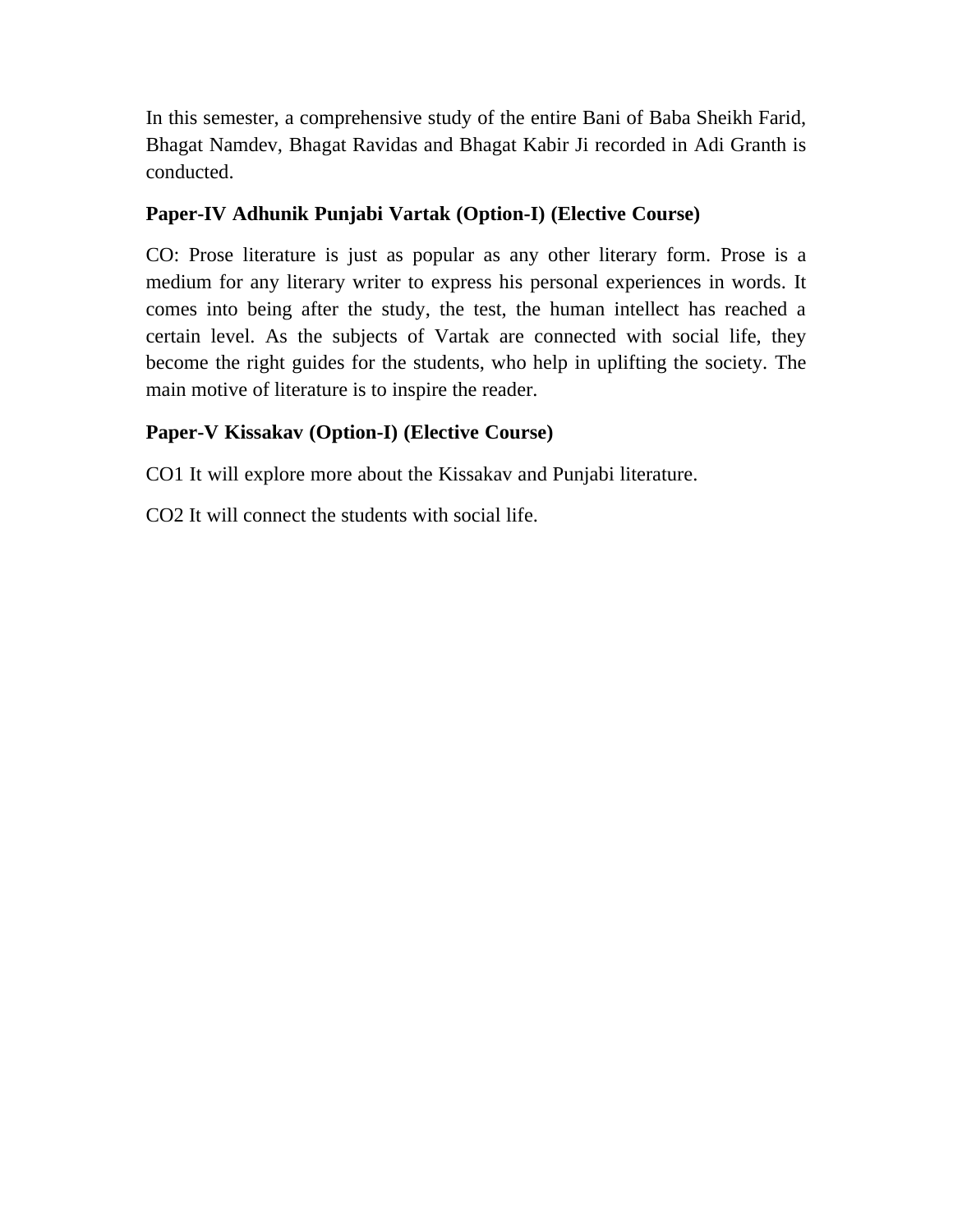In this semester, a comprehensive study of the entire Bani of Baba Sheikh Farid, Bhagat Namdev, Bhagat Ravidas and Bhagat Kabir Ji recorded in Adi Granth is conducted.

**Paper-IV Adhunik Punjabi Vartak (Option-I) (Elective Course)**

CO: Prose literature is just as popular as any other literary form. Prose is a medium for any literary writer to express his personal experiences in words. It comes into being after the study, the test, the human intellect has reached a certain level. As the subjects of Vartak are connected with social life, they become the right guides for the students, who help in uplifting the society. The main motive of literature is to inspire the reader.

**Paper-V Kissakav (Option-I) (Elective Course)**

CO1 It will explore more about the Kissakav and Punjabi literature.

CO2 It will connect the students with social life.